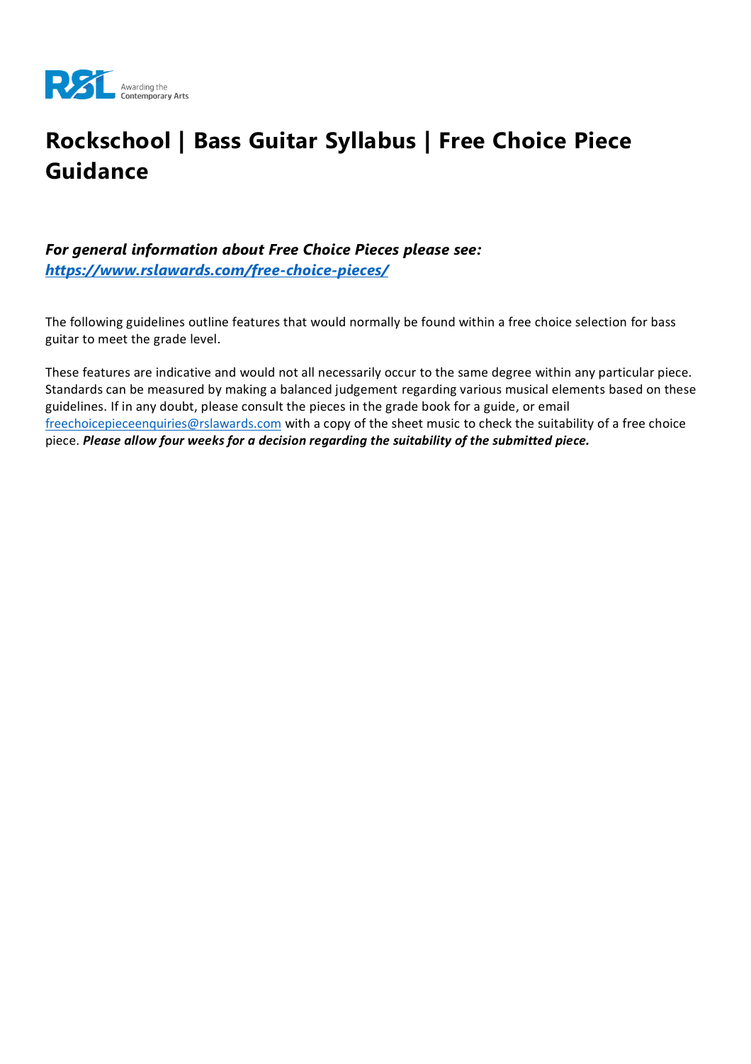# Rockschool | Bass Guitar Syllabus | Free Choice Piece Guidance

***For general information about Free Choice Pieces please see:*** ***[https://www.rslawards.com/free-choice-pieces/](https://www.rslawards.com/free-choice-pieces/)***

The following guidelines outline features that would normally be found within a free choice selection for bass guitar to meet the grade level.

These features are indicative and would not all necessarily occur to the same degree within any particular piece. Standards can be measured by making a balanced judgement regarding various musical elements based on these guidelines. If in any doubt, please consult the pieces in the grade book for a guide, or email [freechoicepieceenquiries@rslawards.com](mailto:freechoicepieceenquiries@rslawards.com) with a copy of the sheet music to check the suitability of a free choice piece. ***Please allow four weeks for a decision regarding the suitability of the submitted piece.***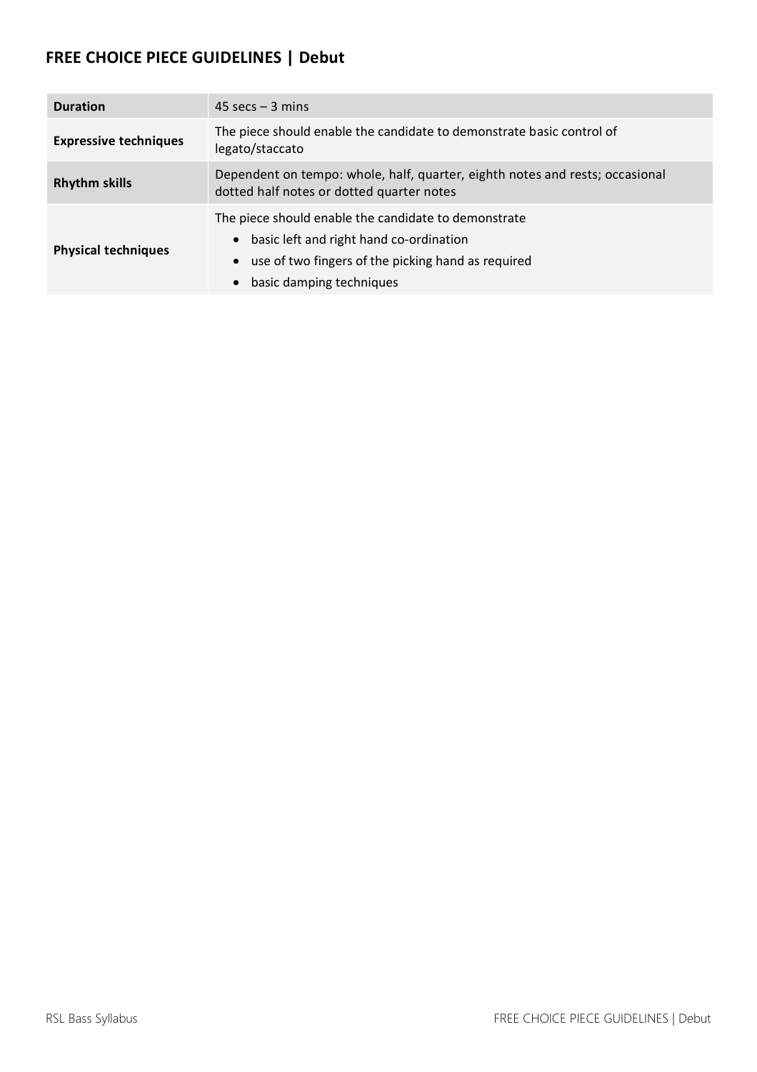## FREE CHOICE PIECE GUIDELINES | Debut

| | |
|---|---|
| **Duration** | 45 secs – 3 mins |
| **Expressive techniques** | The piece should enable the candidate to demonstrate basic control of legato/staccato |
| **Rhythm skills** | Dependent on tempo: whole, half, quarter, eighth notes and rests; occasional dotted half notes or dotted quarter notes |
| **Physical techniques** | The piece should enable the candidate to demonstrate<br>• basic left and right hand co-ordination<br>• use of two fingers of the picking hand as required<br>• basic damping techniques |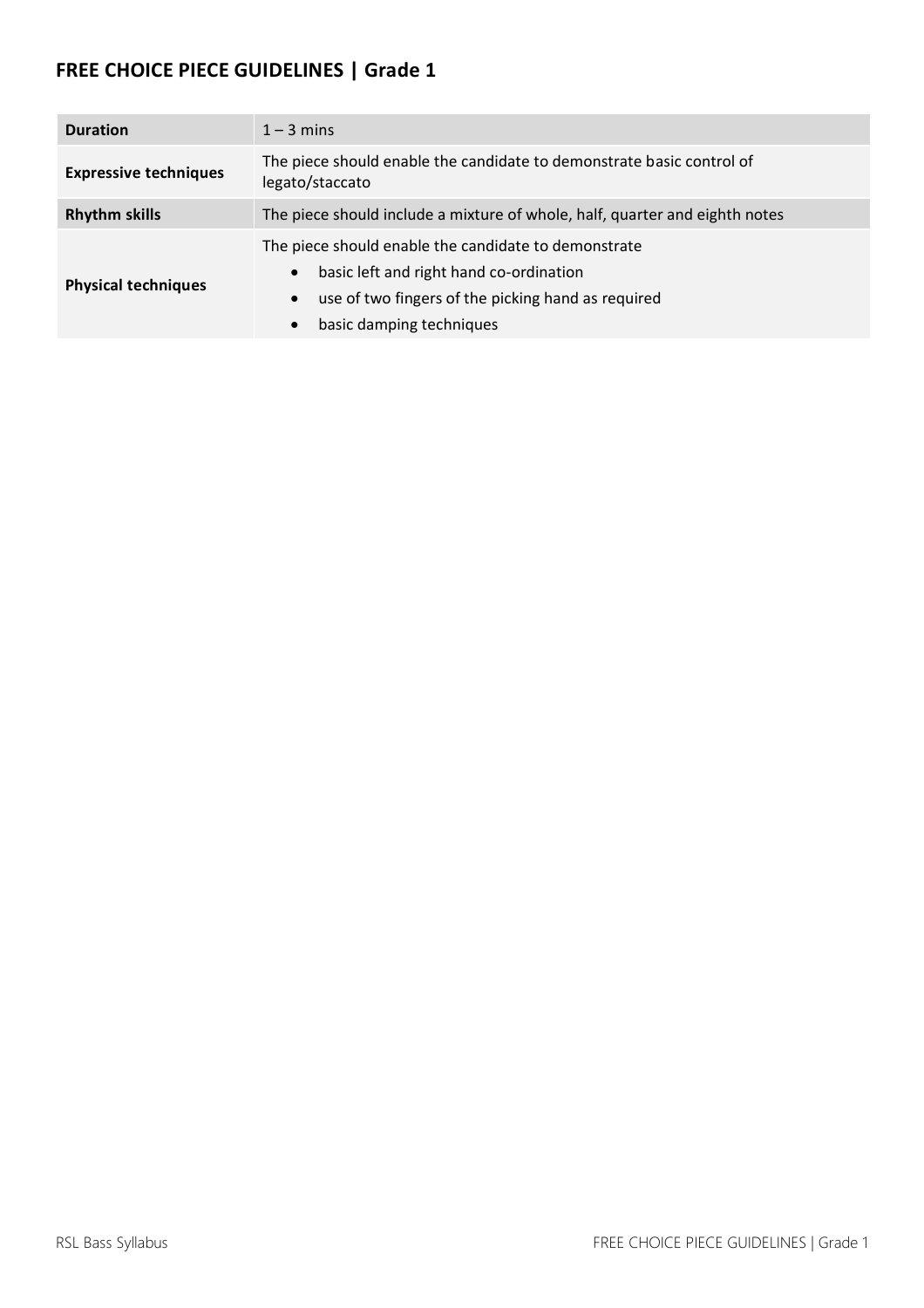## FREE CHOICE PIECE GUIDELINES | Grade 1

| | |
|---|---|
| **Duration** | 1 – 3 mins |
| **Expressive techniques** | The piece should enable the candidate to demonstrate basic control of legato/staccato |
| **Rhythm skills** | The piece should include a mixture of whole, half, quarter and eighth notes |
| **Physical techniques** | The piece should enable the candidate to demonstrate<br>• basic left and right hand co-ordination<br>• use of two fingers of the picking hand as required<br>• basic damping techniques |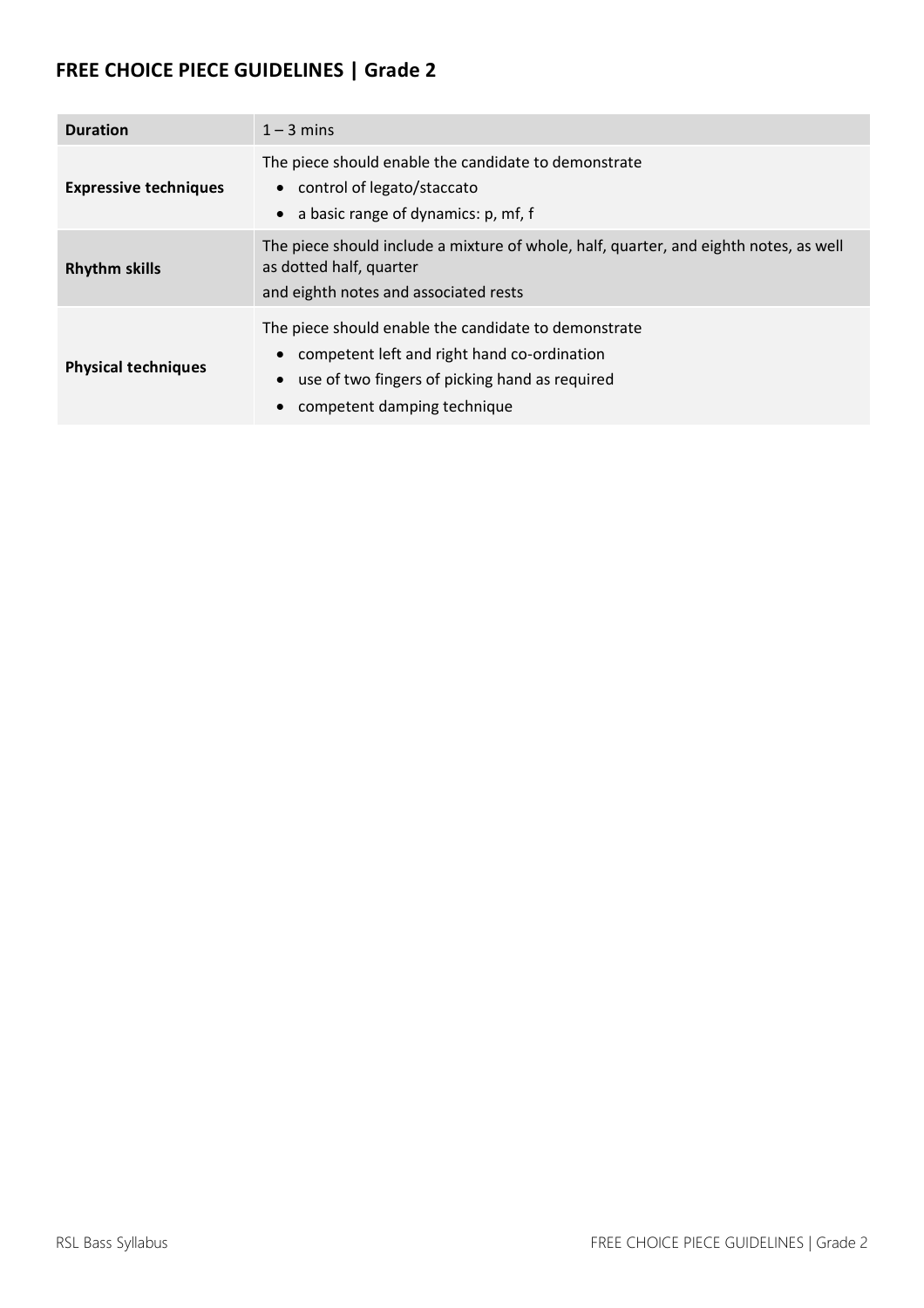## FREE CHOICE PIECE GUIDELINES | Grade 2

| | |
|---|---|
| **Duration** | 1 – 3 mins |
| **Expressive techniques** | The piece should enable the candidate to demonstrate<br>• control of legato/staccato<br>• a basic range of dynamics: p, mf, f |
| **Rhythm skills** | The piece should include a mixture of whole, half, quarter, and eighth notes, as well as dotted half, quarter<br>and eighth notes and associated rests |
| **Physical techniques** | The piece should enable the candidate to demonstrate<br>• competent left and right hand co-ordination<br>• use of two fingers of picking hand as required<br>• competent damping technique |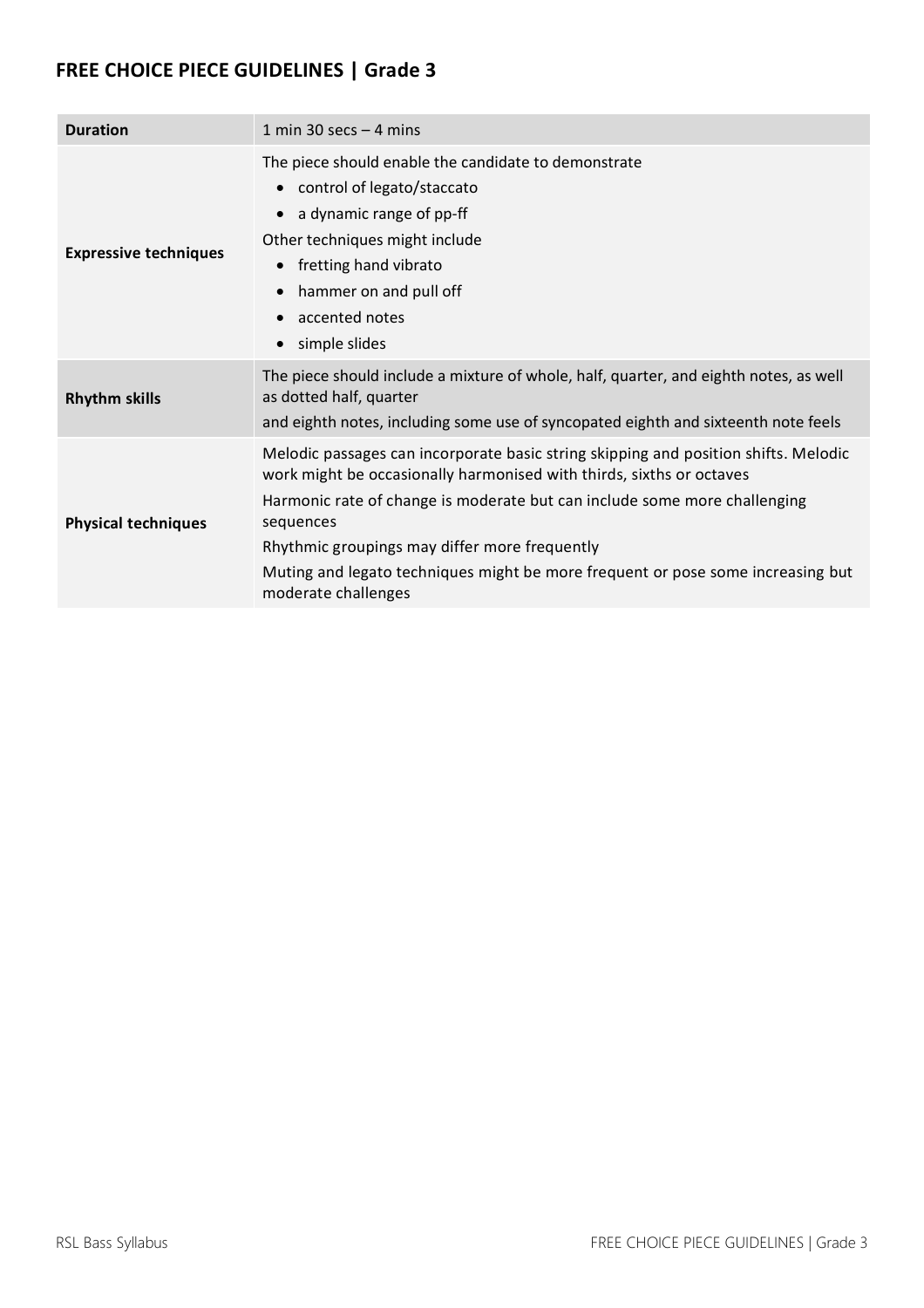## FREE CHOICE PIECE GUIDELINES | Grade 3

| | |
|---|---|
| **Duration** | 1 min 30 secs – 4 mins |
| **Expressive techniques** | The piece should enable the candidate to demonstrate<br>• control of legato/staccato<br>• a dynamic range of pp-ff<br>Other techniques might include<br>• fretting hand vibrato<br>• hammer on and pull off<br>• accented notes<br>• simple slides |
| **Rhythm skills** | The piece should include a mixture of whole, half, quarter, and eighth notes, as well as dotted half, quarter<br>and eighth notes, including some use of syncopated eighth and sixteenth note feels |
| **Physical techniques** | Melodic passages can incorporate basic string skipping and position shifts. Melodic work might be occasionally harmonised with thirds, sixths or octaves<br>Harmonic rate of change is moderate but can include some more challenging sequences<br>Rhythmic groupings may differ more frequently<br>Muting and legato techniques might be more frequent or pose some increasing but moderate challenges |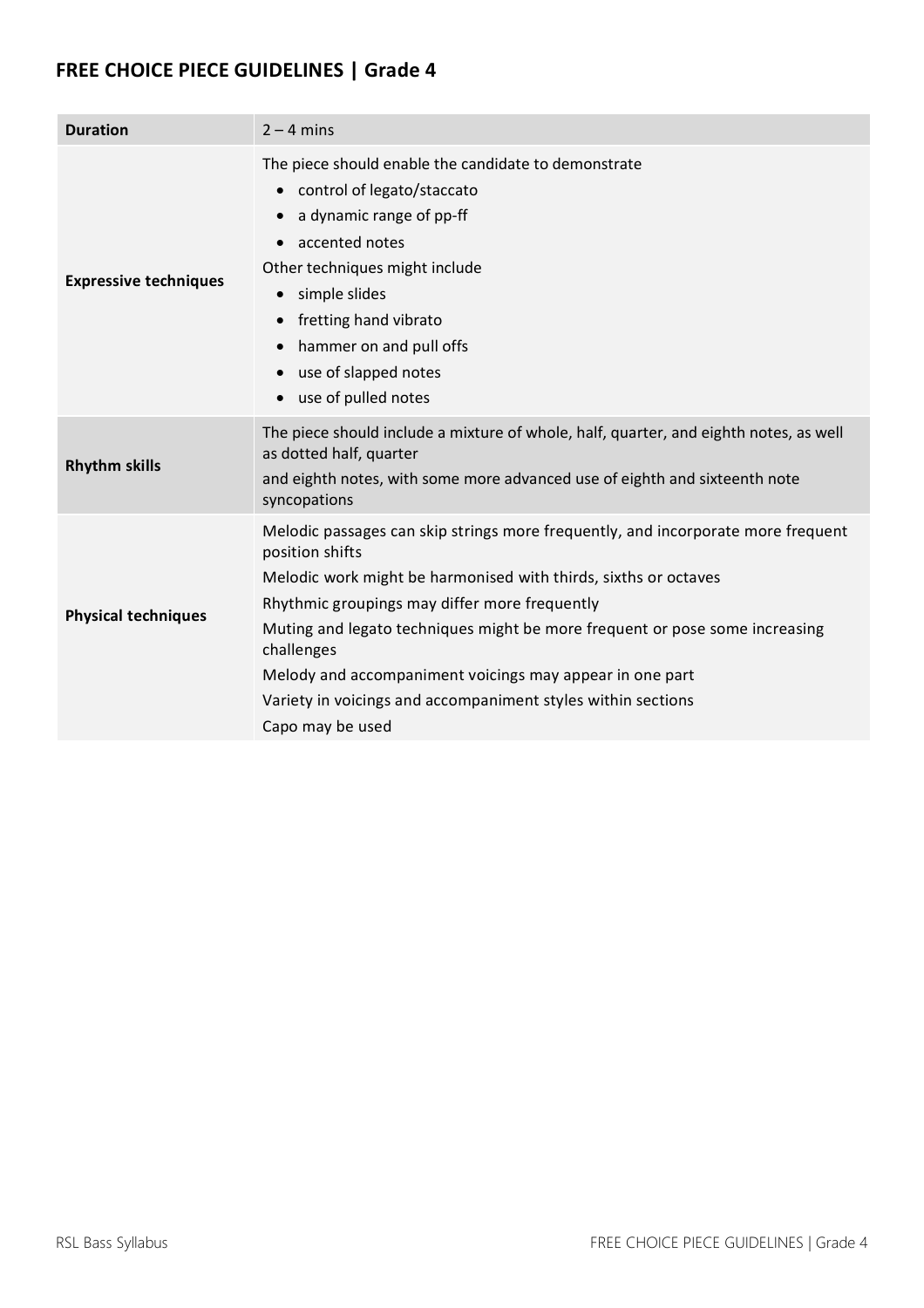## FREE CHOICE PIECE GUIDELINES | Grade 4

| **Duration** | 2 – 4 mins |
|---|---|
| **Expressive techniques** | The piece should enable the candidate to demonstrate<br>• control of legato/staccato<br>• a dynamic range of pp-ff<br>• accented notes<br>Other techniques might include<br>• simple slides<br>• fretting hand vibrato<br>• hammer on and pull offs<br>• use of slapped notes<br>• use of pulled notes |
| **Rhythm skills** | The piece should include a mixture of whole, half, quarter, and eighth notes, as well as dotted half, quarter<br>and eighth notes, with some more advanced use of eighth and sixteenth note syncopations |
| **Physical techniques** | Melodic passages can skip strings more frequently, and incorporate more frequent position shifts<br>Melodic work might be harmonised with thirds, sixths or octaves<br>Rhythmic groupings may differ more frequently<br>Muting and legato techniques might be more frequent or pose some increasing challenges<br>Melody and accompaniment voicings may appear in one part<br>Variety in voicings and accompaniment styles within sections<br>Capo may be used |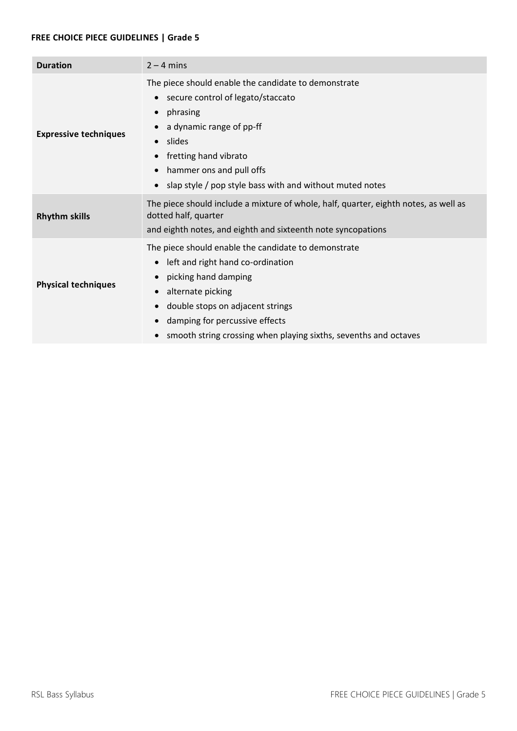**FREE CHOICE PIECE GUIDELINES | Grade 5**

| | |
|---|---|
| **Duration** | 2 – 4 mins |
| **Expressive techniques** | The piece should enable the candidate to demonstrate<br>• secure control of legato/staccato<br>• phrasing<br>• a dynamic range of pp-ff<br>• slides<br>• fretting hand vibrato<br>• hammer ons and pull offs<br>• slap style / pop style bass with and without muted notes |
| **Rhythm skills** | The piece should include a mixture of whole, half, quarter, eighth notes, as well as dotted half, quarter<br>and eighth notes, and eighth and sixteenth note syncopations |
| **Physical techniques** | The piece should enable the candidate to demonstrate<br>• left and right hand co-ordination<br>• picking hand damping<br>• alternate picking<br>• double stops on adjacent strings<br>• damping for percussive effects<br>• smooth string crossing when playing sixths, sevenths and octaves |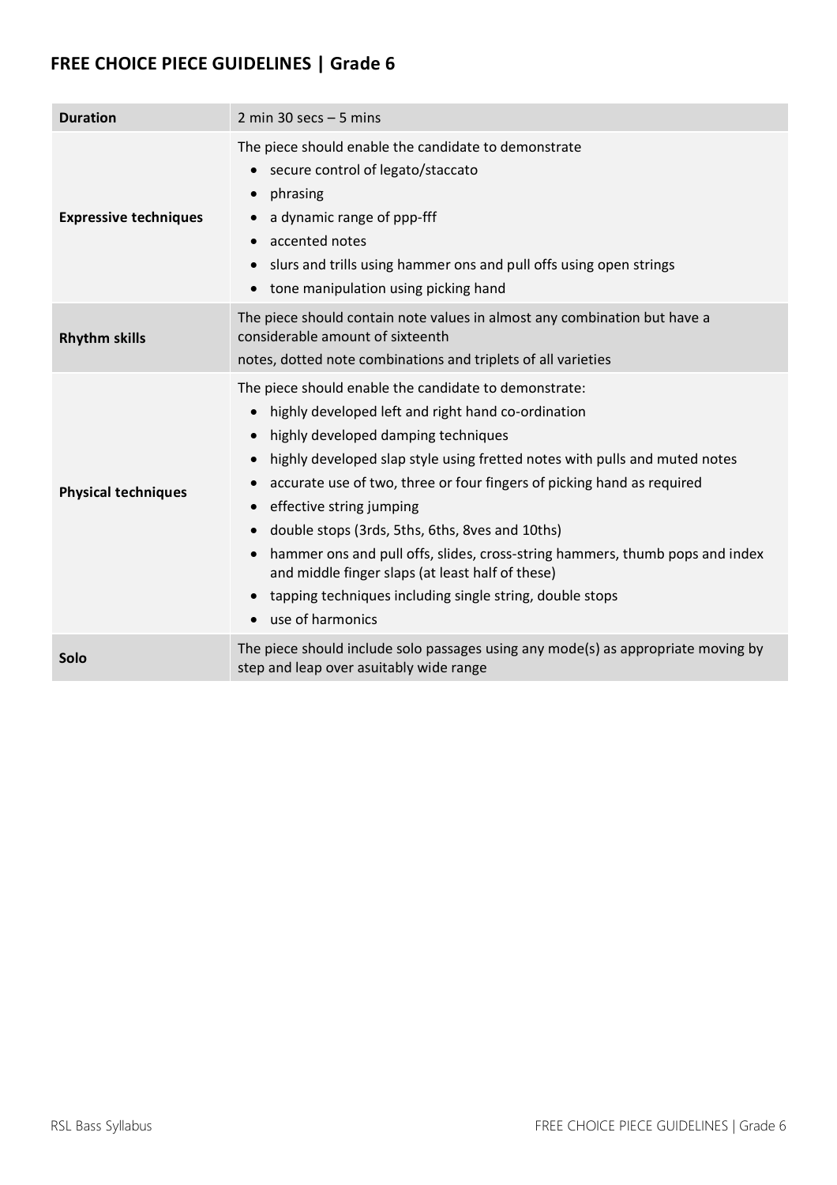## FREE CHOICE PIECE GUIDELINES | Grade 6

| | |
|---|---|
| **Duration** | 2 min 30 secs – 5 mins |
| **Expressive techniques** | The piece should enable the candidate to demonstrate<br>• secure control of legato/staccato<br>• phrasing<br>• a dynamic range of ppp-fff<br>• accented notes<br>• slurs and trills using hammer ons and pull offs using open strings<br>• tone manipulation using picking hand |
| **Rhythm skills** | The piece should contain note values in almost any combination but have a considerable amount of sixteenth<br>notes, dotted note combinations and triplets of all varieties |
| **Physical techniques** | The piece should enable the candidate to demonstrate:<br>• highly developed left and right hand co-ordination<br>• highly developed damping techniques<br>• highly developed slap style using fretted notes with pulls and muted notes<br>• accurate use of two, three or four fingers of picking hand as required<br>• effective string jumping<br>• double stops (3rds, 5ths, 6ths, 8ves and 10ths)<br>• hammer ons and pull offs, slides, cross-string hammers, thumb pops and index and middle finger slaps (at least half of these)<br>• tapping techniques including single string, double stops<br>• use of harmonics |
| **Solo** | The piece should include solo passages using any mode(s) as appropriate moving by step and leap over asuitably wide range |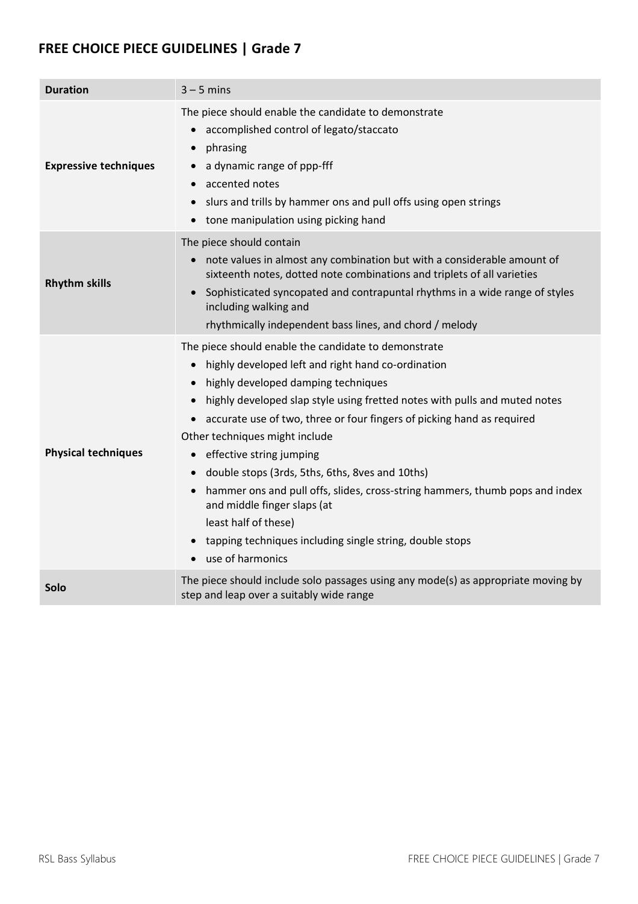## FREE CHOICE PIECE GUIDELINES | Grade 7

| **Duration** | 3 – 5 mins |
|---|---|
| **Expressive techniques** | The piece should enable the candidate to demonstrate<br>• accomplished control of legato/staccato<br>• phrasing<br>• a dynamic range of ppp-fff<br>• accented notes<br>• slurs and trills by hammer ons and pull offs using open strings<br>• tone manipulation using picking hand |
| **Rhythm skills** | The piece should contain<br>• note values in almost any combination but with a considerable amount of sixteenth notes, dotted note combinations and triplets of all varieties<br>• Sophisticated syncopated and contrapuntal rhythms in a wide range of styles including walking and rhythmically independent bass lines, and chord / melody |
| **Physical techniques** | The piece should enable the candidate to demonstrate<br>• highly developed left and right hand co-ordination<br>• highly developed damping techniques<br>• highly developed slap style using fretted notes with pulls and muted notes<br>• accurate use of two, three or four fingers of picking hand as required<br>Other techniques might include<br>• effective string jumping<br>• double stops (3rds, 5ths, 6ths, 8ves and 10ths)<br>• hammer ons and pull offs, slides, cross-string hammers, thumb pops and index and middle finger slaps (at least half of these)<br>• tapping techniques including single string, double stops<br>• use of harmonics |
| **Solo** | The piece should include solo passages using any mode(s) as appropriate moving by step and leap over a suitably wide range |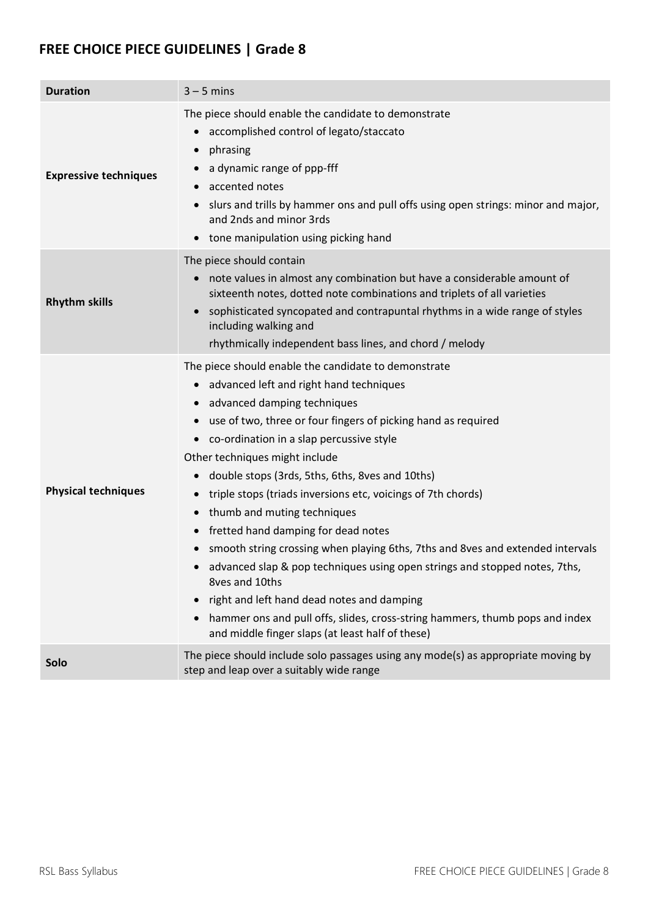## FREE CHOICE PIECE GUIDELINES | Grade 8

| | |
|---|---|
| **Duration** | 3 – 5 mins |
| **Expressive techniques** | The piece should enable the candidate to demonstrate<br>• accomplished control of legato/staccato<br>• phrasing<br>• a dynamic range of ppp-fff<br>• accented notes<br>• slurs and trills by hammer ons and pull offs using open strings: minor and major, and 2nds and minor 3rds<br>• tone manipulation using picking hand |
| **Rhythm skills** | The piece should contain<br>• note values in almost any combination but have a considerable amount of sixteenth notes, dotted note combinations and triplets of all varieties<br>• sophisticated syncopated and contrapuntal rhythms in a wide range of styles including walking and<br>rhythmically independent bass lines, and chord / melody |
| **Physical techniques** | The piece should enable the candidate to demonstrate<br>• advanced left and right hand techniques<br>• advanced damping techniques<br>• use of two, three or four fingers of picking hand as required<br>• co-ordination in a slap percussive style<br>Other techniques might include<br>• double stops (3rds, 5ths, 6ths, 8ves and 10ths)<br>• triple stops (triads inversions etc, voicings of 7th chords)<br>• thumb and muting techniques<br>• fretted hand damping for dead notes<br>• smooth string crossing when playing 6ths, 7ths and 8ves and extended intervals<br>• advanced slap & pop techniques using open strings and stopped notes, 7ths, 8ves and 10ths<br>• right and left hand dead notes and damping<br>• hammer ons and pull offs, slides, cross-string hammers, thumb pops and index and middle finger slaps (at least half of these) |
| **Solo** | The piece should include solo passages using any mode(s) as appropriate moving by step and leap over a suitably wide range |